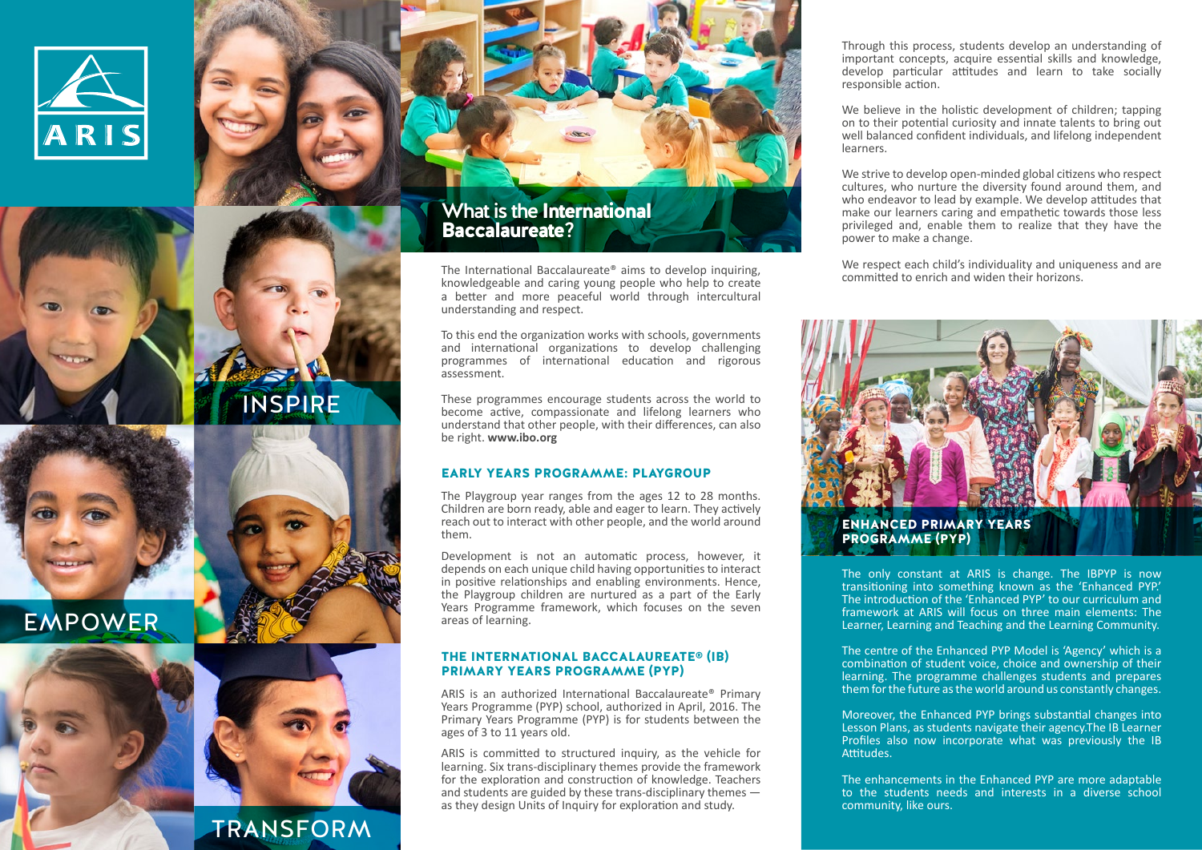ARIS

INSPIRE

EMPOWER

TRANSFORM

## What is the International Baccalaureate?

The International Baccalaureate® aims to develop inquiring, knowledgeable and caring young people who help to create a better and more peaceful world through intercultural understanding and respect.

To this end the organization works with schools, governments and international organizations to develop challenging programmes of international education and rigorous assessment.

These programmes encourage students across the world to become active, compassionate and lifelong learners who understand that other people, with their differences, can also be right. **www.ibo.org**

### EARLY YEARS PROGRAMME: PLAYGROUP

The Playgroup year ranges from the ages 12 to 28 months. Children are born ready, able and eager to learn. They actively reach out to interact with other people, and the world around them.

Development is not an automatic process, however, it depends on each unique child having opportunities to interact in positive relationships and enabling environments. Hence, the Playgroup children are nurtured as a part of the Early Years Programme framework, which focuses on the seven areas of learning.

### THE INTERNATIONAL BACCALAUREATE® (IB) PRIMARY YEARS PROGRAMME (PYP)

ARIS is an authorized International Baccalaureate® Primary Years Programme (PYP) school, authorized in April, 2016. The Primary Years Programme (PYP) is for students between the ages of 3 to 11 years old.

ARIS is committed to structured inquiry, as the vehicle for learning. Six trans-disciplinary themes provide the framework for the exploration and construction of knowledge. Teachers and students are guided by these trans-disciplinary themes — as they design Units of Inquiry for exploration and study.

Through this process, students develop an understanding of important concepts, acquire essential skills and knowledge, develop particular attitudes and learn to take socially responsible action.

We believe in the holistic development of children; tapping on to their potential curiosity and innate talents to bring out well balanced confident individuals, and lifelong independent learners.

We strive to develop open-minded global citizens who respect cultures, who nurture the diversity found around them, and who endeavor to lead by example. We develop attitudes that make our learners caring and empathetic towards those less privileged and, enable them to realize that they have the power to make a change.

We respect each child's individuality and uniqueness and are committed to enrich and widen their horizons.

### ENHANCED PRIMARY YEARS PROGRAMME (PYP)

The only constant at ARIS is change. The IBPYP is now transitioning into something known as the 'Enhanced PYP.' The introduction of the 'Enhanced PYP' to our curriculum and framework at ARIS will focus on three main elements: The Learner, Learning and Teaching and the Learning Community.

The centre of the Enhanced PYP Model is 'Agency' which is a combination of student voice, choice and ownership of their learning. The programme challenges students and prepares them for the future as the world around us constantly changes.

Moreover, the Enhanced PYP brings substantial changes into Lesson Plans, as students navigate their agency.The IB Learner Profiles also now incorporate what was previously the IB Attitudes.

The enhancements in the Enhanced PYP are more adaptable to the students needs and interests in a diverse school community, like ours.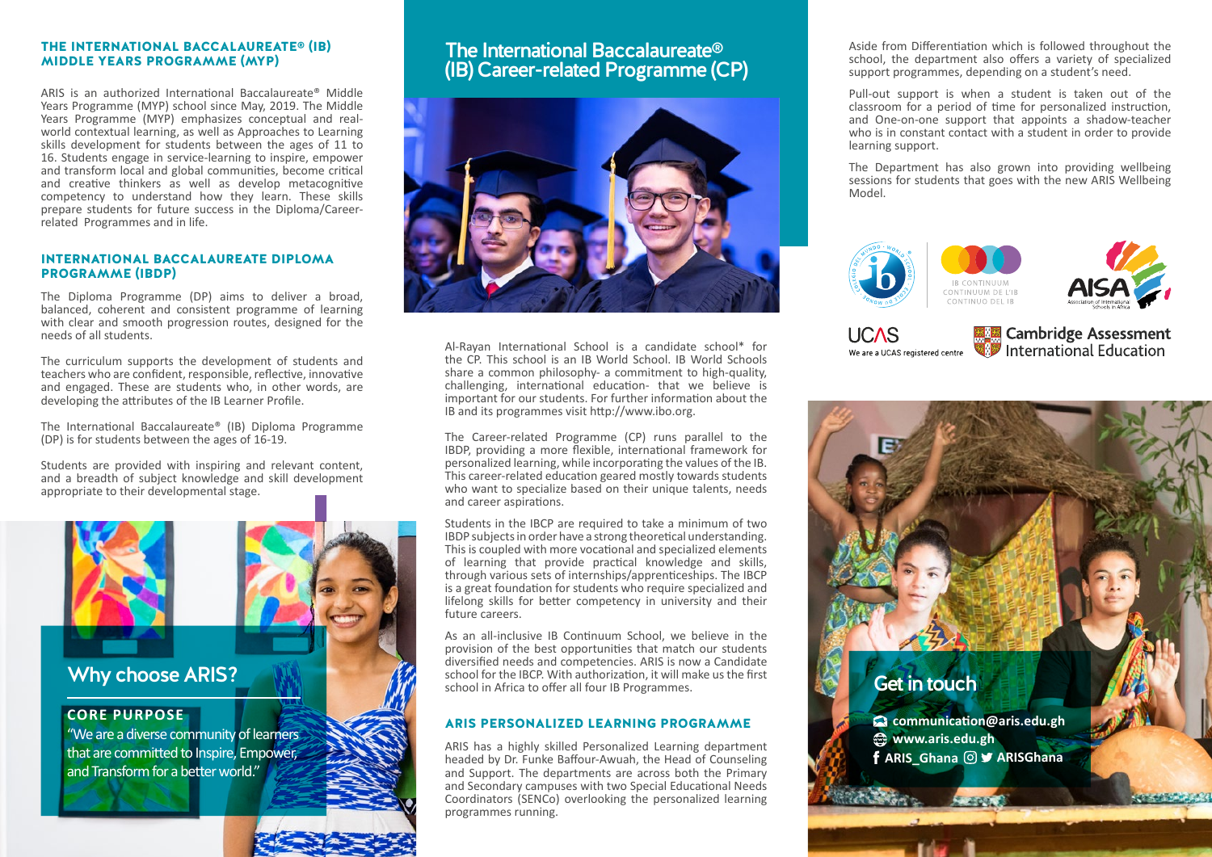## THE INTERNATIONAL BACCALAUREATE® (IB) MIDDLE YEARS PROGRAMME (MYP)

ARIS is an authorized International Baccalaureate® Middle Years Programme (MYP) school since May, 2019. The Middle Years Programme (MYP) emphasizes conceptual and real-world contextual learning, as well as Approaches to Learning skills development for students between the ages of 11 to 16. Students engage in service-learning to inspire, empower and transform local and global communities, become critical and creative thinkers as well as develop metacognitive competency to understand how they learn. These skills prepare students for future success in the Diploma/Career-related Programmes and in life.

## INTERNATIONAL BACCALAUREATE DIPLOMA PROGRAMME (IBDP)

The Diploma Programme (DP) aims to deliver a broad, balanced, coherent and consistent programme of learning with clear and smooth progression routes, designed for the needs of all students.

The curriculum supports the development of students and teachers who are confident, responsible, reflective, innovative and engaged. These are students who, in other words, are developing the attributes of the IB Learner Profile.

The International Baccalaureate® (IB) Diploma Programme (DP) is for students between the ages of 16-19.

Students are provided with inspiring and relevant content, and a breadth of subject knowledge and skill development appropriate to their developmental stage.

## Why choose ARIS?

**CORE PURPOSE**

"We are a diverse community of learners that are committed to Inspire, Empower, and Transform for a better world."

## The International Baccalaureate® (IB) Career-related Programme (CP)

Al-Rayan International School is a candidate school* for the CP. This school is an IB World School. IB World Schools share a common philosophy- a commitment to high-quality, challenging, international education- that we believe is important for our students. For further information about the IB and its programmes visit http://www.ibo.org.

The Career-related Programme (CP) runs parallel to the IBDP, providing a more flexible, international framework for personalized learning, while incorporating the values of the IB. This career-related education geared mostly towards students who want to specialize based on their unique talents, needs and career aspirations.

Students in the IBCP are required to take a minimum of two IBDP subjects in order have a strong theoretical understanding. This is coupled with more vocational and specialized elements of learning that provide practical knowledge and skills, through various sets of internships/apprenticeships. The IBCP is a great foundation for students who require specialized and lifelong skills for better competency in university and their future careers.

As an all-inclusive IB Continuum School, we believe in the provision of the best opportunities that match our students diversified needs and competencies. ARIS is now a Candidate school for the IBCP. With authorization, it will make us the first school in Africa to offer all four IB Programmes.

## ARIS PERSONALIZED LEARNING PROGRAMME

ARIS has a highly skilled Personalized Learning department headed by Dr. Funke Baffour-Awuah, the Head of Counseling and Support. The departments are across both the Primary and Secondary campuses with two Special Educational Needs Coordinators (SENCo) overlooking the personalized learning programmes running.

Aside from Differentiation which is followed throughout the school, the department also offers a variety of specialized support programmes, depending on a student's need.

Pull-out support is when a student is taken out of the classroom for a period of time for personalized instruction, and One-on-one support that appoints a shadow-teacher who is in constant contact with a student in order to provide learning support.

The Department has also grown into providing wellbeing sessions for students that goes with the new ARIS Wellbeing Model.

IB CONTINUUM
CONTINUUM DE L'IB
CONTINUO DEL IB

AISA
Association of International Schools in Africa

UCAS
We are a UCAS registered centre

Cambridge Assessment International Education

## Get in touch

communication@aris.edu.gh
www.aris.edu.gh
ARIS_Ghana ARISGhana